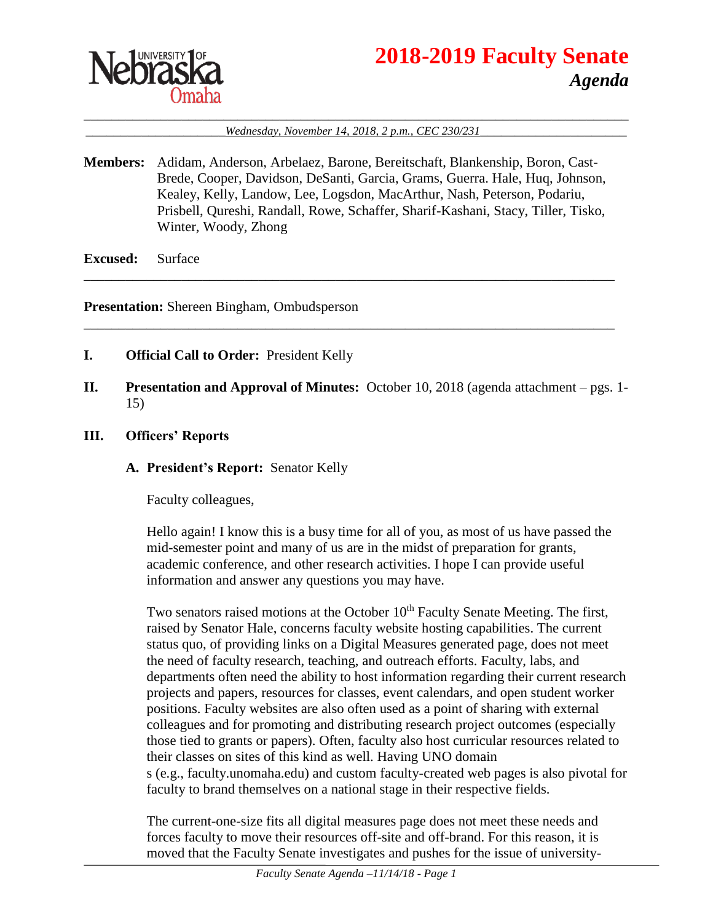# 2018-2019 Faculty Senate

## *Agenda*

*Wednesday, November 14, 2018, 2 p.m., CEC 230/231*

**Members:** Adidam, Anderson, Arbelaez, Barone, Bereitschaft, Blankenship, Boron, Cast-Brede, Cooper, Davidson, DeSanti, Garcia, Grams, Guerra. Hale, Huq, Johnson, Kealey, Kelly, Landow, Lee, Logsdon, MacArthur, Nash, Peterson, Podariu, Prisbell, Qureshi, Randall, Rowe, Schaffer, Sharif-Kashani, Stacy, Tiller, Tisko, Winter, Woody, Zhong

**Excused:** Surface

---

**Presentation:** Shereen Bingham, Ombudsperson

---

**I. Official Call to Order:** President Kelly

**II. Presentation and Approval of Minutes:** October 10, 2018 (agenda attachment – pgs. 1-15)

**III. Officers' Reports**

**A. President's Report:** Senator Kelly

Faculty colleagues,

Hello again! I know this is a busy time for all of you, as most of us have passed the mid-semester point and many of us are in the midst of preparation for grants, academic conference, and other research activities. I hope I can provide useful information and answer any questions you may have.

Two senators raised motions at the October 10th Faculty Senate Meeting. The first, raised by Senator Hale, concerns faculty website hosting capabilities. The current status quo, of providing links on a Digital Measures generated page, does not meet the need of faculty research, teaching, and outreach efforts. Faculty, labs, and departments often need the ability to host information regarding their current research projects and papers, resources for classes, event calendars, and open student worker positions. Faculty websites are also often used as a point of sharing with external colleagues and for promoting and distributing research project outcomes (especially those tied to grants or papers). Often, faculty also host curricular resources related to their classes on sites of this kind as well. Having UNO domain s (e.g., faculty.unomaha.edu) and custom faculty-created web pages is also pivotal for faculty to brand themselves on a national stage in their respective fields.

The current-one-size fits all digital measures page does not meet these needs and forces faculty to move their resources off-site and off-brand. For this reason, it is moved that the Faculty Senate investigates and pushes for the issue of university-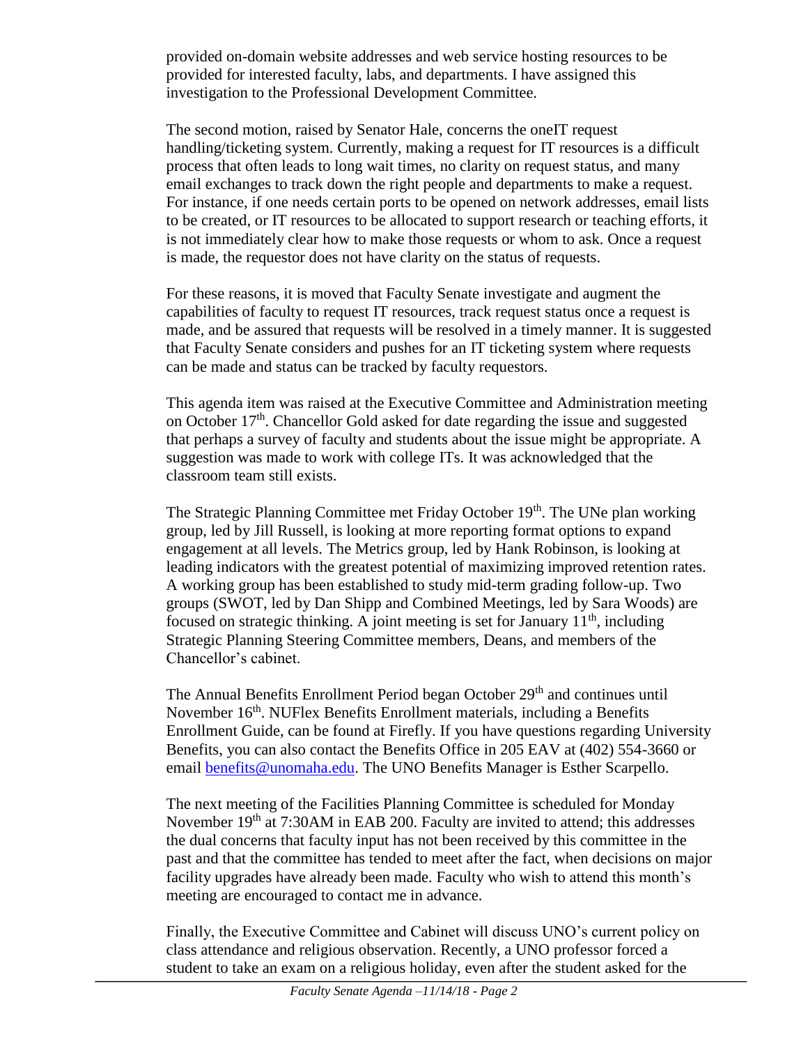provided on-domain website addresses and web service hosting resources to be provided for interested faculty, labs, and departments. I have assigned this investigation to the Professional Development Committee.

The second motion, raised by Senator Hale, concerns the oneIT request handling/ticketing system. Currently, making a request for IT resources is a difficult process that often leads to long wait times, no clarity on request status, and many email exchanges to track down the right people and departments to make a request. For instance, if one needs certain ports to be opened on network addresses, email lists to be created, or IT resources to be allocated to support research or teaching efforts, it is not immediately clear how to make those requests or whom to ask. Once a request is made, the requestor does not have clarity on the status of requests.

For these reasons, it is moved that Faculty Senate investigate and augment the capabilities of faculty to request IT resources, track request status once a request is made, and be assured that requests will be resolved in a timely manner. It is suggested that Faculty Senate considers and pushes for an IT ticketing system where requests can be made and status can be tracked by faculty requestors.

This agenda item was raised at the Executive Committee and Administration meeting on October 17th. Chancellor Gold asked for date regarding the issue and suggested that perhaps a survey of faculty and students about the issue might be appropriate. A suggestion was made to work with college ITs. It was acknowledged that the classroom team still exists.

The Strategic Planning Committee met Friday October 19th. The UNe plan working group, led by Jill Russell, is looking at more reporting format options to expand engagement at all levels. The Metrics group, led by Hank Robinson, is looking at leading indicators with the greatest potential of maximizing improved retention rates. A working group has been established to study mid-term grading follow-up. Two groups (SWOT, led by Dan Shipp and Combined Meetings, led by Sara Woods) are focused on strategic thinking. A joint meeting is set for January 11th, including Strategic Planning Steering Committee members, Deans, and members of the Chancellor's cabinet.

The Annual Benefits Enrollment Period began October 29th and continues until November 16th. NUFlex Benefits Enrollment materials, including a Benefits Enrollment Guide, can be found at Firefly. If you have questions regarding University Benefits, you can also contact the Benefits Office in 205 EAV at (402) 554-3660 or email benefits@unomaha.edu. The UNO Benefits Manager is Esther Scarpello.

The next meeting of the Facilities Planning Committee is scheduled for Monday November 19th at 7:30AM in EAB 200. Faculty are invited to attend; this addresses the dual concerns that faculty input has not been received by this committee in the past and that the committee has tended to meet after the fact, when decisions on major facility upgrades have already been made. Faculty who wish to attend this month's meeting are encouraged to contact me in advance.

Finally, the Executive Committee and Cabinet will discuss UNO's current policy on class attendance and religious observation. Recently, a UNO professor forced a student to take an exam on a religious holiday, even after the student asked for the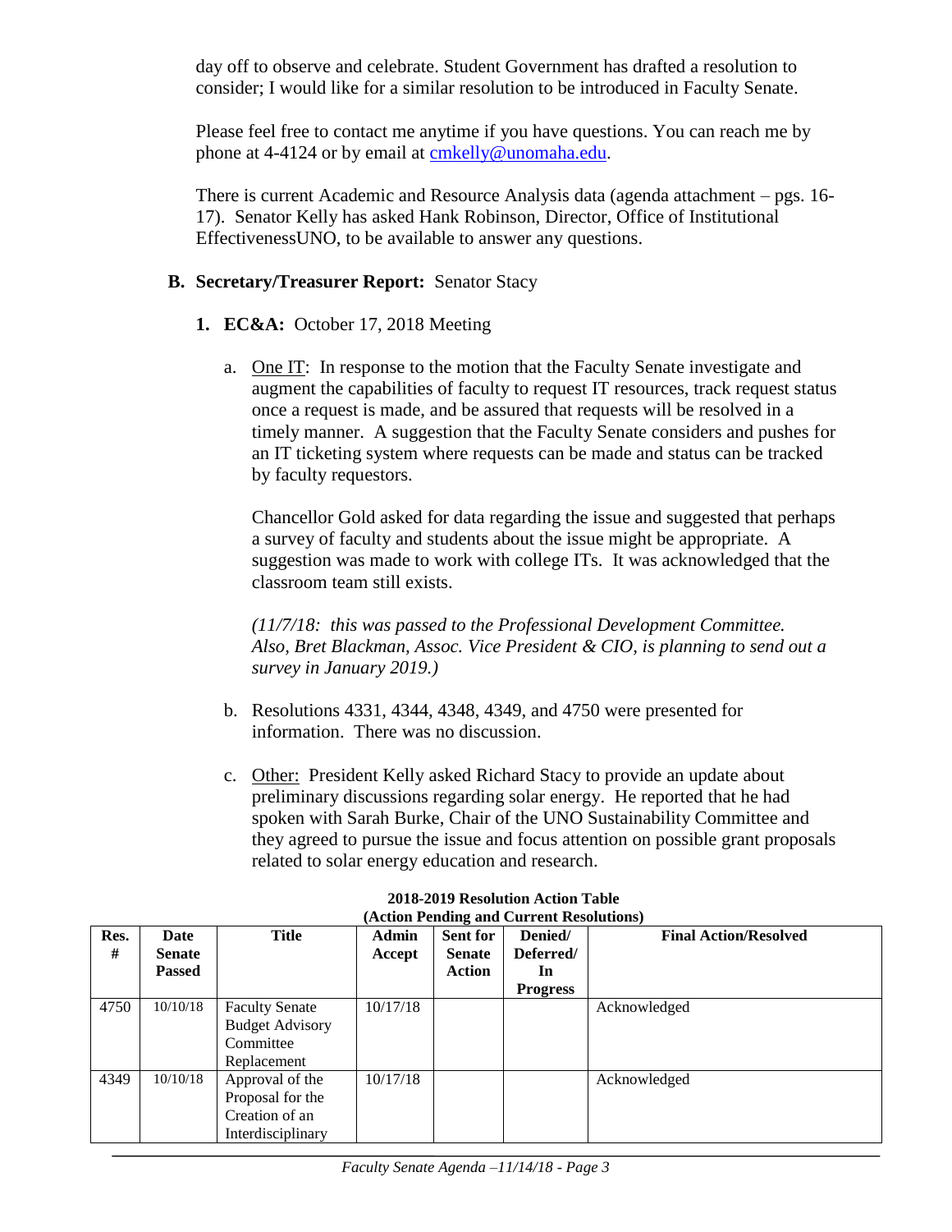day off to observe and celebrate. Student Government has drafted a resolution to consider; I would like for a similar resolution to be introduced in Faculty Senate.

Please feel free to contact me anytime if you have questions. You can reach me by phone at 4-4124 or by email at cmkelly@unomaha.edu.

There is current Academic and Resource Analysis data (agenda attachment – pgs. 16-17). Senator Kelly has asked Hank Robinson, Director, Office of Institutional EffectivenessUNO, to be available to answer any questions.

**B. Secretary/Treasurer Report:** Senator Stacy

1. **EC&A:** October 17, 2018 Meeting

   a. One IT: In response to the motion that the Faculty Senate investigate and augment the capabilities of faculty to request IT resources, track request status once a request is made, and be assured that requests will be resolved in a timely manner. A suggestion that the Faculty Senate considers and pushes for an IT ticketing system where requests can be made and status can be tracked by faculty requestors.

      Chancellor Gold asked for data regarding the issue and suggested that perhaps a survey of faculty and students about the issue might be appropriate. A suggestion was made to work with college ITs. It was acknowledged that the classroom team still exists.

      *(11/7/18: this was passed to the Professional Development Committee. Also, Bret Blackman, Assoc. Vice President & CIO, is planning to send out a survey in January 2019.)*

   b. Resolutions 4331, 4344, 4348, 4349, and 4750 were presented for information. There was no discussion.

   c. Other: President Kelly asked Richard Stacy to provide an update about preliminary discussions regarding solar energy. He reported that he had spoken with Sarah Burke, Chair of the UNO Sustainability Committee and they agreed to pursue the issue and focus attention on possible grant proposals related to solar energy education and research.

**2018-2019 Resolution Action Table**
**(Action Pending and Current Resolutions)**

| Res. # | Date Senate Passed | Title | Admin Accept | Sent for Senate Action | Denied/ Deferred/ In Progress | Final Action/Resolved |
|---|---|---|---|---|---|---|
| 4750 | 10/10/18 | Faculty Senate Budget Advisory Committee Replacement | 10/17/18 | | | Acknowledged |
| 4349 | 10/10/18 | Approval of the Proposal for the Creation of an Interdisciplinary | 10/17/18 | | | Acknowledged |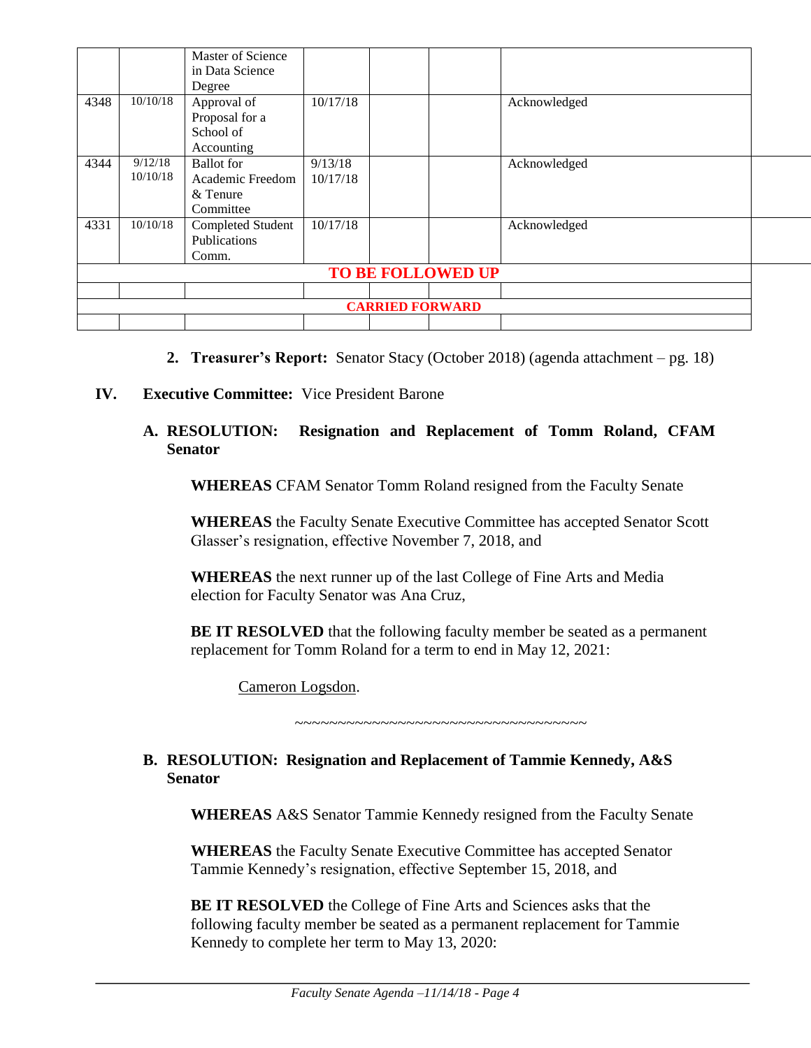| | | | | | | |
|---|---|---|---|---|---|---|
| | | Master of Science in Data Science Degree | | | | |
| 4348 | 10/10/18 | Approval of Proposal for a School of Accounting | 10/17/18 | | | Acknowledged |
| 4344 | 9/12/18<br>10/10/18 | Ballot for Academic Freedom & Tenure Committee | 9/13/18<br>10/17/18 | | | Acknowledged |
| 4331 | 10/10/18 | Completed Student Publications Comm. | 10/17/18 | | | Acknowledged |
| **TO BE FOLLOWED UP** | | | | | | |
| | | | | | | |
| **CARRIED FORWARD** | | | | | | |
| | | | | | | |

2. **Treasurer's Report:** Senator Stacy (October 2018) (agenda attachment – pg. 18)

## IV. Executive Committee: Vice President Barone

### A. RESOLUTION: Resignation and Replacement of Tomm Roland, CFAM Senator

**WHEREAS** CFAM Senator Tomm Roland resigned from the Faculty Senate

**WHEREAS** the Faculty Senate Executive Committee has accepted Senator Scott Glasser's resignation, effective November 7, 2018, and

**WHEREAS** the next runner up of the last College of Fine Arts and Media election for Faculty Senator was Ana Cruz,

**BE IT RESOLVED** that the following faculty member be seated as a permanent replacement for Tomm Roland for a term to end in May 12, 2021:

Cameron Logsdon.

~~~~~~~~~~~~~~~~~~~~~~~~~~~~~~~~~~~~

### B. RESOLUTION: Resignation and Replacement of Tammie Kennedy, A&S Senator

**WHEREAS** A&S Senator Tammie Kennedy resigned from the Faculty Senate

**WHEREAS** the Faculty Senate Executive Committee has accepted Senator Tammie Kennedy's resignation, effective September 15, 2018, and

**BE IT RESOLVED** the College of Fine Arts and Sciences asks that the following faculty member be seated as a permanent replacement for Tammie Kennedy to complete her term to May 13, 2020: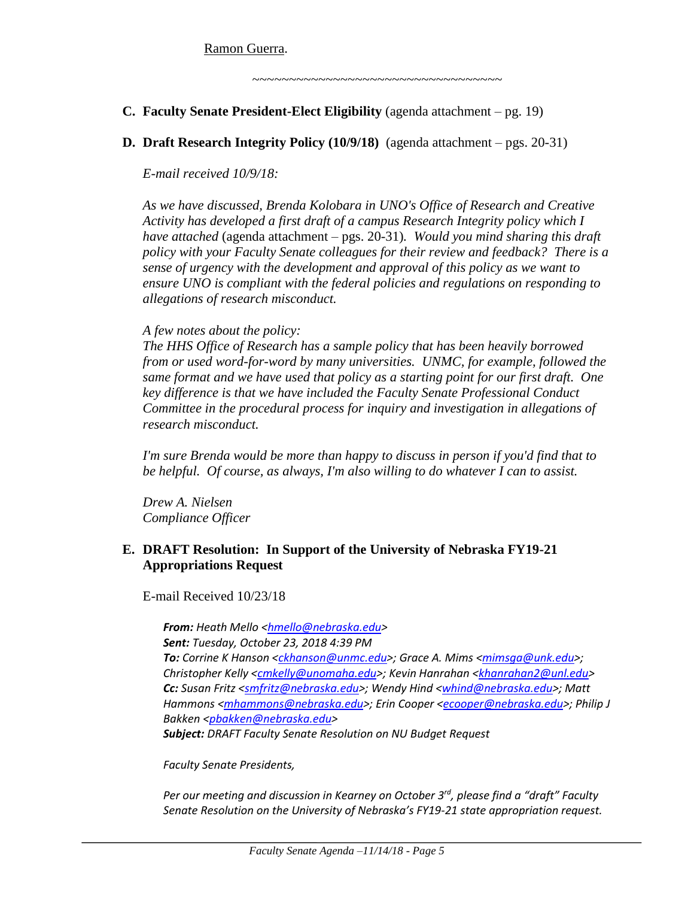Ramon Guerra.

~~~~~~~~~~~~~~~~~~~~~~~~~~~~~~~~~~~

**C. Faculty Senate President-Elect Eligibility** (agenda attachment – pg. 19)

**D. Draft Research Integrity Policy (10/9/18)** (agenda attachment – pgs. 20-31)

*E-mail received 10/9/18:*

*As we have discussed, Brenda Kolobara in UNO's Office of Research and Creative Activity has developed a first draft of a campus Research Integrity policy which I have attached* (agenda attachment – pgs. 20-31)*. Would you mind sharing this draft policy with your Faculty Senate colleagues for their review and feedback? There is a sense of urgency with the development and approval of this policy as we want to ensure UNO is compliant with the federal policies and regulations on responding to allegations of research misconduct.*

*A few notes about the policy:*
*The HHS Office of Research has a sample policy that has been heavily borrowed from or used word-for-word by many universities. UNMC, for example, followed the same format and we have used that policy as a starting point for our first draft. One key difference is that we have included the Faculty Senate Professional Conduct Committee in the procedural process for inquiry and investigation in allegations of research misconduct.*

*I'm sure Brenda would be more than happy to discuss in person if you'd find that to be helpful. Of course, as always, I'm also willing to do whatever I can to assist.*

*Drew A. Nielsen*
*Compliance Officer*

**E. DRAFT Resolution: In Support of the University of Nebraska FY19-21 Appropriations Request**

E-mail Received 10/23/18

***From:*** *Heath Mello <hmello@nebraska.edu>*
***Sent:*** *Tuesday, October 23, 2018 4:39 PM*
***To:*** *Corrine K Hanson <ckhanson@unmc.edu>; Grace A. Mims <mimsga@unk.edu>; Christopher Kelly <cmkelly@unomaha.edu>; Kevin Hanrahan <khanrahan2@unl.edu>*
***Cc:*** *Susan Fritz <smfritz@nebraska.edu>; Wendy Hind <whind@nebraska.edu>; Matt Hammons <mhammons@nebraska.edu>; Erin Cooper <ecooper@nebraska.edu>; Philip J Bakken <pbakken@nebraska.edu>*
***Subject:*** *DRAFT Faculty Senate Resolution on NU Budget Request*

*Faculty Senate Presidents,*

*Per our meeting and discussion in Kearney on October 3rd, please find a "draft" Faculty Senate Resolution on the University of Nebraska's FY19-21 state appropriation request.*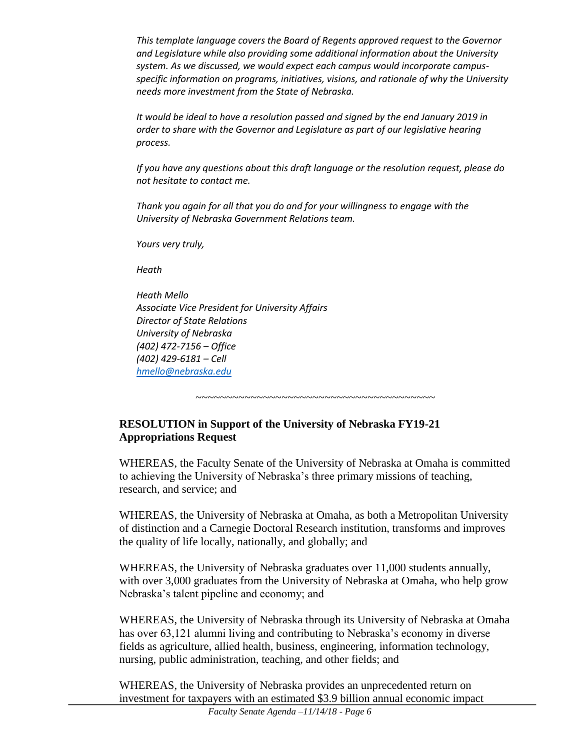*This template language covers the Board of Regents approved request to the Governor and Legislature while also providing some additional information about the University system. As we discussed, we would expect each campus would incorporate campus-specific information on programs, initiatives, visions, and rationale of why the University needs more investment from the State of Nebraska.*

*It would be ideal to have a resolution passed and signed by the end January 2019 in order to share with the Governor and Legislature as part of our legislative hearing process.*

*If you have any questions about this draft language or the resolution request, please do not hesitate to contact me.*

*Thank you again for all that you do and for your willingness to engage with the University of Nebraska Government Relations team.*

*Yours very truly,*

*Heath*

*Heath Mello*
*Associate Vice President for University Affairs*
*Director of State Relations*
*University of Nebraska*
*(402) 472-7156 – Office*
*(402) 429-6181 – Cell*
*[hmello@nebraska.edu](mailto:hmello@nebraska.edu)*

~~~~~~~~~~~~~~~~~~~~~~~~~~~~~~~~~~~~~~~~

**RESOLUTION in Support of the University of Nebraska FY19-21 Appropriations Request**

WHEREAS, the Faculty Senate of the University of Nebraska at Omaha is committed to achieving the University of Nebraska's three primary missions of teaching, research, and service; and

WHEREAS, the University of Nebraska at Omaha, as both a Metropolitan University of distinction and a Carnegie Doctoral Research institution, transforms and improves the quality of life locally, nationally, and globally; and

WHEREAS, the University of Nebraska graduates over 11,000 students annually, with over 3,000 graduates from the University of Nebraska at Omaha, who help grow Nebraska's talent pipeline and economy; and

WHEREAS, the University of Nebraska through its University of Nebraska at Omaha has over 63,121 alumni living and contributing to Nebraska's economy in diverse fields as agriculture, allied health, business, engineering, information technology, nursing, public administration, teaching, and other fields; and

WHEREAS, the University of Nebraska provides an unprecedented return on investment for taxpayers with an estimated $3.9 billion annual economic impact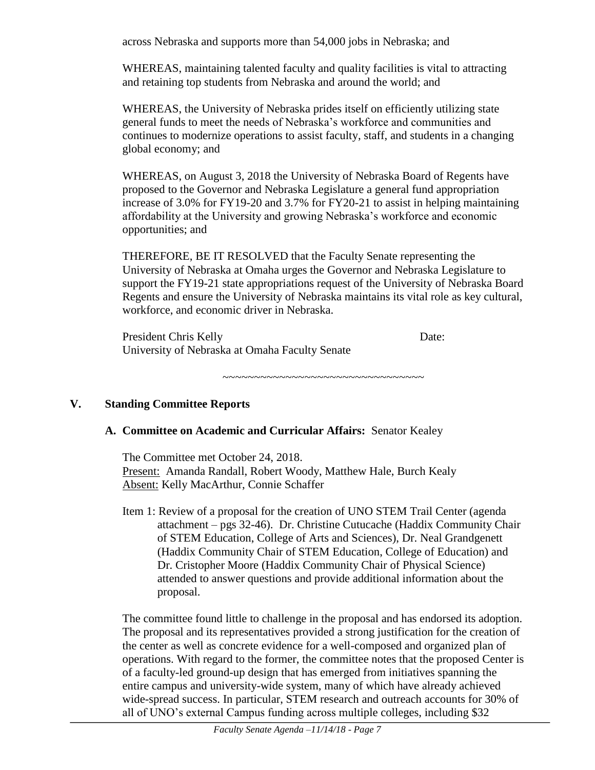across Nebraska and supports more than 54,000 jobs in Nebraska; and

WHEREAS, maintaining talented faculty and quality facilities is vital to attracting and retaining top students from Nebraska and around the world; and

WHEREAS, the University of Nebraska prides itself on efficiently utilizing state general funds to meet the needs of Nebraska's workforce and communities and continues to modernize operations to assist faculty, staff, and students in a changing global economy; and

WHEREAS, on August 3, 2018 the University of Nebraska Board of Regents have proposed to the Governor and Nebraska Legislature a general fund appropriation increase of 3.0% for FY19-20 and 3.7% for FY20-21 to assist in helping maintaining affordability at the University and growing Nebraska's workforce and economic opportunities; and

THEREFORE, BE IT RESOLVED that the Faculty Senate representing the University of Nebraska at Omaha urges the Governor and Nebraska Legislature to support the FY19-21 state appropriations request of the University of Nebraska Board Regents and ensure the University of Nebraska maintains its vital role as key cultural, workforce, and economic driver in Nebraska.

President Chris Kelly Date:
University of Nebraska at Omaha Faculty Senate

~~~~~~~~~~~~~~~~~~~~~~~~~~~~~~~~~~~

## V. Standing Committee Reports

### A. Committee on Academic and Curricular Affairs: Senator Kealey

The Committee met October 24, 2018.
Present: Amanda Randall, Robert Woody, Matthew Hale, Burch Kealy
Absent: Kelly MacArthur, Connie Schaffer

Item 1: Review of a proposal for the creation of UNO STEM Trail Center (agenda attachment – pgs 32-46). Dr. Christine Cutucache (Haddix Community Chair of STEM Education, College of Arts and Sciences), Dr. Neal Grandgenett (Haddix Community Chair of STEM Education, College of Education) and Dr. Cristopher Moore (Haddix Community Chair of Physical Science) attended to answer questions and provide additional information about the proposal.

The committee found little to challenge in the proposal and has endorsed its adoption. The proposal and its representatives provided a strong justification for the creation of the center as well as concrete evidence for a well-composed and organized plan of operations. With regard to the former, the committee notes that the proposed Center is of a faculty-led ground-up design that has emerged from initiatives spanning the entire campus and university-wide system, many of which have already achieved wide-spread success. In particular, STEM research and outreach accounts for 30% of all of UNO's external Campus funding across multiple colleges, including $32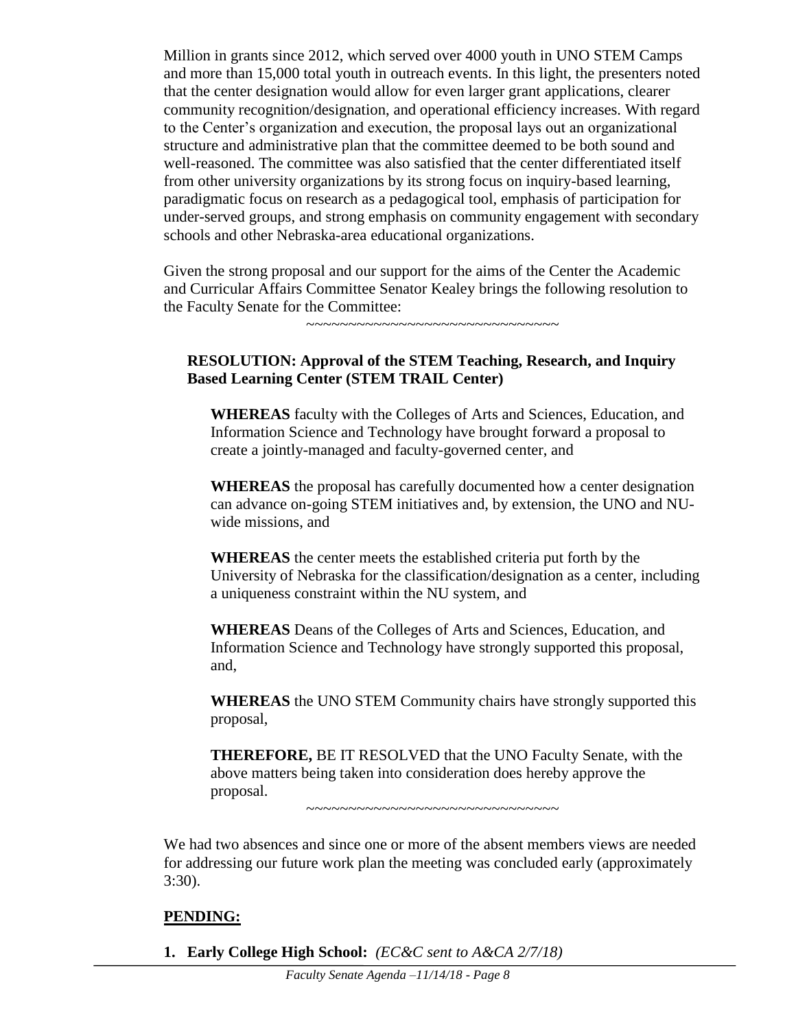Million in grants since 2012, which served over 4000 youth in UNO STEM Camps and more than 15,000 total youth in outreach events. In this light, the presenters noted that the center designation would allow for even larger grant applications, clearer community recognition/designation, and operational efficiency increases. With regard to the Center's organization and execution, the proposal lays out an organizational structure and administrative plan that the committee deemed to be both sound and well-reasoned. The committee was also satisfied that the center differentiated itself from other university organizations by its strong focus on inquiry-based learning, paradigmatic focus on research as a pedagogical tool, emphasis of participation for under-served groups, and strong emphasis on community engagement with secondary schools and other Nebraska-area educational organizations.

Given the strong proposal and our support for the aims of the Center the Academic and Curricular Affairs Committee Senator Kealey brings the following resolution to the Faculty Senate for the Committee:

~~~~~~~~~~~~~~~~~~~~~~~~~~~~~~~

**RESOLUTION: Approval of the STEM Teaching, Research, and Inquiry Based Learning Center (STEM TRAIL Center)**

**WHEREAS** faculty with the Colleges of Arts and Sciences, Education, and Information Science and Technology have brought forward a proposal to create a jointly-managed and faculty-governed center, and

**WHEREAS** the proposal has carefully documented how a center designation can advance on-going STEM initiatives and, by extension, the UNO and NU-wide missions, and

**WHEREAS** the center meets the established criteria put forth by the University of Nebraska for the classification/designation as a center, including a uniqueness constraint within the NU system, and

**WHEREAS** Deans of the Colleges of Arts and Sciences, Education, and Information Science and Technology have strongly supported this proposal, and,

**WHEREAS** the UNO STEM Community chairs have strongly supported this proposal,

**THEREFORE,** BE IT RESOLVED that the UNO Faculty Senate, with the above matters being taken into consideration does hereby approve the proposal.

~~~~~~~~~~~~~~~~~~~~~~~~~~~~~~~

We had two absences and since one or more of the absent members views are needed for addressing our future work plan the meeting was concluded early (approximately 3:30).

**PENDING:**

1. **Early College High School:** *(EC&C sent to A&CA 2/7/18)*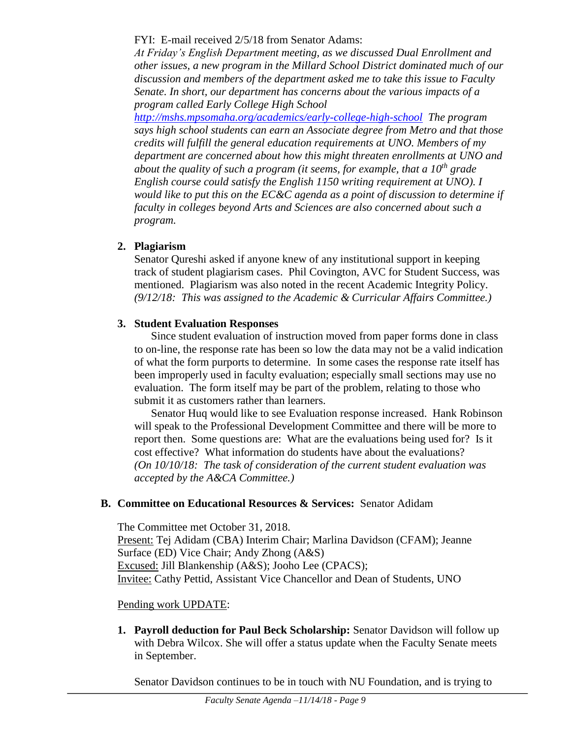FYI: E-mail received 2/5/18 from Senator Adams:

*At Friday's English Department meeting, as we discussed Dual Enrollment and other issues, a new program in the Millard School District dominated much of our discussion and members of the department asked me to take this issue to Faculty Senate. In short, our department has concerns about the various impacts of a program called Early College High School* *http://mshs.mpsomaha.org/academics/early-college-high-school* *The program says high school students can earn an Associate degree from Metro and that those credits will fulfill the general education requirements at UNO. Members of my department are concerned about how this might threaten enrollments at UNO and about the quality of such a program (it seems, for example, that a 10th grade English course could satisfy the English 1150 writing requirement at UNO). I would like to put this on the EC&C agenda as a point of discussion to determine if faculty in colleges beyond Arts and Sciences are also concerned about such a program.*

2. **Plagiarism**

   Senator Qureshi asked if anyone knew of any institutional support in keeping track of student plagiarism cases. Phil Covington, AVC for Student Success, was mentioned. Plagiarism was also noted in the recent Academic Integrity Policy. *(9/12/18: This was assigned to the Academic & Curricular Affairs Committee.)*

3. **Student Evaluation Responses**

   Since student evaluation of instruction moved from paper forms done in class to on-line, the response rate has been so low the data may not be a valid indication of what the form purports to determine. In some cases the response rate itself has been improperly used in faculty evaluation; especially small sections may use no evaluation. The form itself may be part of the problem, relating to those who submit it as customers rather than learners.

   Senator Huq would like to see Evaluation response increased. Hank Robinson will speak to the Professional Development Committee and there will be more to report then. Some questions are: What are the evaluations being used for? Is it cost effective? What information do students have about the evaluations? *(On 10/10/18: The task of consideration of the current student evaluation was accepted by the A&CA Committee.)*

**B. Committee on Educational Resources & Services:** Senator Adidam

The Committee met October 31, 2018.

Present: Tej Adidam (CBA) Interim Chair; Marlina Davidson (CFAM); Jeanne Surface (ED) Vice Chair; Andy Zhong (A&S)

Excused: Jill Blankenship (A&S); Jooho Lee (CPACS);

Invitee: Cathy Pettid, Assistant Vice Chancellor and Dean of Students, UNO

Pending work UPDATE:

1. **Payroll deduction for Paul Beck Scholarship:** Senator Davidson will follow up with Debra Wilcox. She will offer a status update when the Faculty Senate meets in September.

   Senator Davidson continues to be in touch with NU Foundation, and is trying to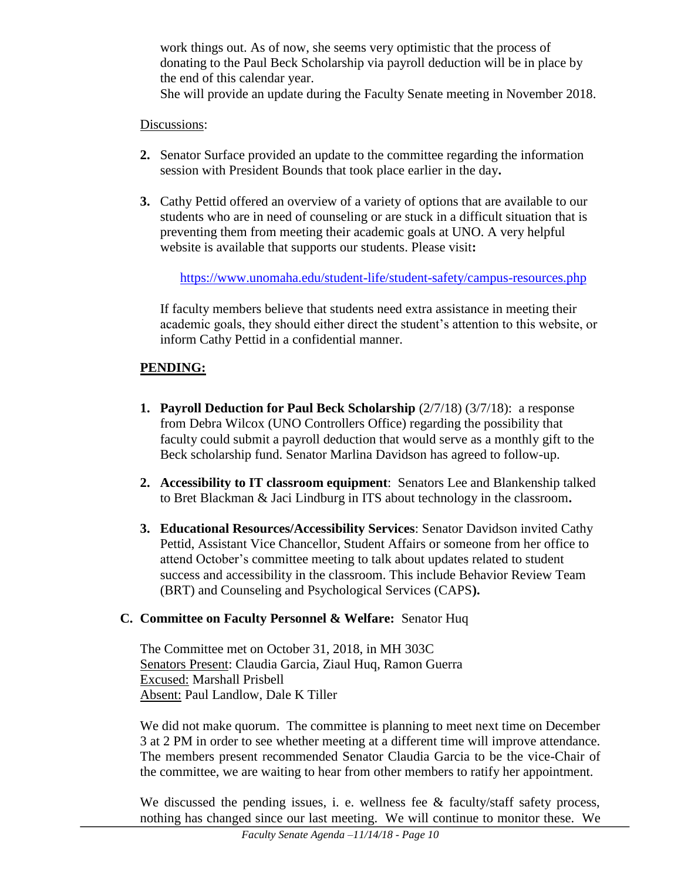work things out. As of now, she seems very optimistic that the process of donating to the Paul Beck Scholarship via payroll deduction will be in place by the end of this calendar year.
She will provide an update during the Faculty Senate meeting in November 2018.

Discussions:

2. Senator Surface provided an update to the committee regarding the information session with President Bounds that took place earlier in the day**.**

3. Cathy Pettid offered an overview of a variety of options that are available to our students who are in need of counseling or are stuck in a difficult situation that is preventing them from meeting their academic goals at UNO. A very helpful website is available that supports our students. Please visit**:**

   https://www.unomaha.edu/student-life/student-safety/campus-resources.php

   If faculty members believe that students need extra assistance in meeting their academic goals, they should either direct the student's attention to this website, or inform Cathy Pettid in a confidential manner.

**PENDING:**

1. **Payroll Deduction for Paul Beck Scholarship** (2/7/18) (3/7/18): a response from Debra Wilcox (UNO Controllers Office) regarding the possibility that faculty could submit a payroll deduction that would serve as a monthly gift to the Beck scholarship fund. Senator Marlina Davidson has agreed to follow-up.

2. **Accessibility to IT classroom equipment**: Senators Lee and Blankenship talked to Bret Blackman & Jaci Lindburg in ITS about technology in the classroom**.**

3. **Educational Resources/Accessibility Services**: Senator Davidson invited Cathy Pettid, Assistant Vice Chancellor, Student Affairs or someone from her office to attend October's committee meeting to talk about updates related to student success and accessibility in the classroom. This include Behavior Review Team (BRT) and Counseling and Psychological Services (CAPS**).**

**C. Committee on Faculty Personnel & Welfare:** Senator Huq

The Committee met on October 31, 2018, in MH 303C
Senators Present: Claudia Garcia, Ziaul Huq, Ramon Guerra
Excused: Marshall Prisbell
Absent: Paul Landlow, Dale K Tiller

We did not make quorum. The committee is planning to meet next time on December 3 at 2 PM in order to see whether meeting at a different time will improve attendance. The members present recommended Senator Claudia Garcia to be the vice-Chair of the committee, we are waiting to hear from other members to ratify her appointment.

We discussed the pending issues, i. e. wellness fee & faculty/staff safety process, nothing has changed since our last meeting. We will continue to monitor these. We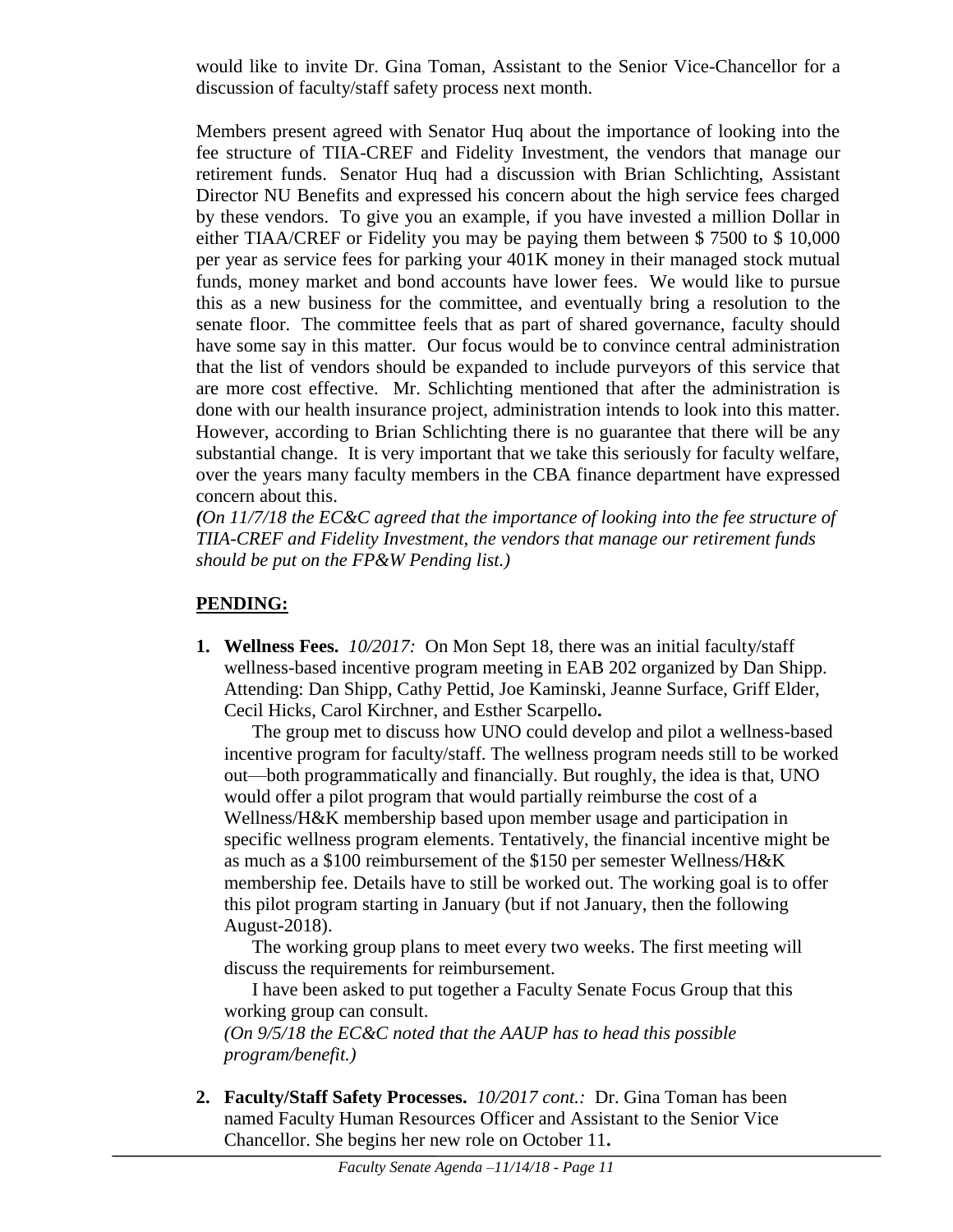would like to invite Dr. Gina Toman, Assistant to the Senior Vice-Chancellor for a discussion of faculty/staff safety process next month.

Members present agreed with Senator Huq about the importance of looking into the fee structure of TIIA-CREF and Fidelity Investment, the vendors that manage our retirement funds. Senator Huq had a discussion with Brian Schlichting, Assistant Director NU Benefits and expressed his concern about the high service fees charged by these vendors. To give you an example, if you have invested a million Dollar in either TIAA/CREF or Fidelity you may be paying them between $ 7500 to $ 10,000 per year as service fees for parking your 401K money in their managed stock mutual funds, money market and bond accounts have lower fees. We would like to pursue this as a new business for the committee, and eventually bring a resolution to the senate floor. The committee feels that as part of shared governance, faculty should have some say in this matter. Our focus would be to convince central administration that the list of vendors should be expanded to include purveyors of this service that are more cost effective. Mr. Schlichting mentioned that after the administration is done with our health insurance project, administration intends to look into this matter. However, according to Brian Schlichting there is no guarantee that there will be any substantial change. It is very important that we take this seriously for faculty welfare, over the years many faculty members in the CBA finance department have expressed concern about this.

*(On 11/7/18 the EC&C agreed that the importance of looking into the fee structure of TIIA-CREF and Fidelity Investment, the vendors that manage our retirement funds should be put on the FP&W Pending list.)*

## PENDING:

1. **Wellness Fees.** *10/2017:* On Mon Sept 18, there was an initial faculty/staff wellness-based incentive program meeting in EAB 202 organized by Dan Shipp. Attending: Dan Shipp, Cathy Pettid, Joe Kaminski, Jeanne Surface, Griff Elder, Cecil Hicks, Carol Kirchner, and Esther Scarpello**.**

   The group met to discuss how UNO could develop and pilot a wellness-based incentive program for faculty/staff. The wellness program needs still to be worked out—both programmatically and financially. But roughly, the idea is that, UNO would offer a pilot program that would partially reimburse the cost of a Wellness/H&K membership based upon member usage and participation in specific wellness program elements. Tentatively, the financial incentive might be as much as a $100 reimbursement of the $150 per semester Wellness/H&K membership fee. Details have to still be worked out. The working goal is to offer this pilot program starting in January (but if not January, then the following August-2018).

   The working group plans to meet every two weeks. The first meeting will discuss the requirements for reimbursement.

   I have been asked to put together a Faculty Senate Focus Group that this working group can consult.

   *(On 9/5/18 the EC&C noted that the AAUP has to head this possible program/benefit.)*

2. **Faculty/Staff Safety Processes.** *10/2017 cont.:* Dr. Gina Toman has been named Faculty Human Resources Officer and Assistant to the Senior Vice Chancellor. She begins her new role on October 11**.**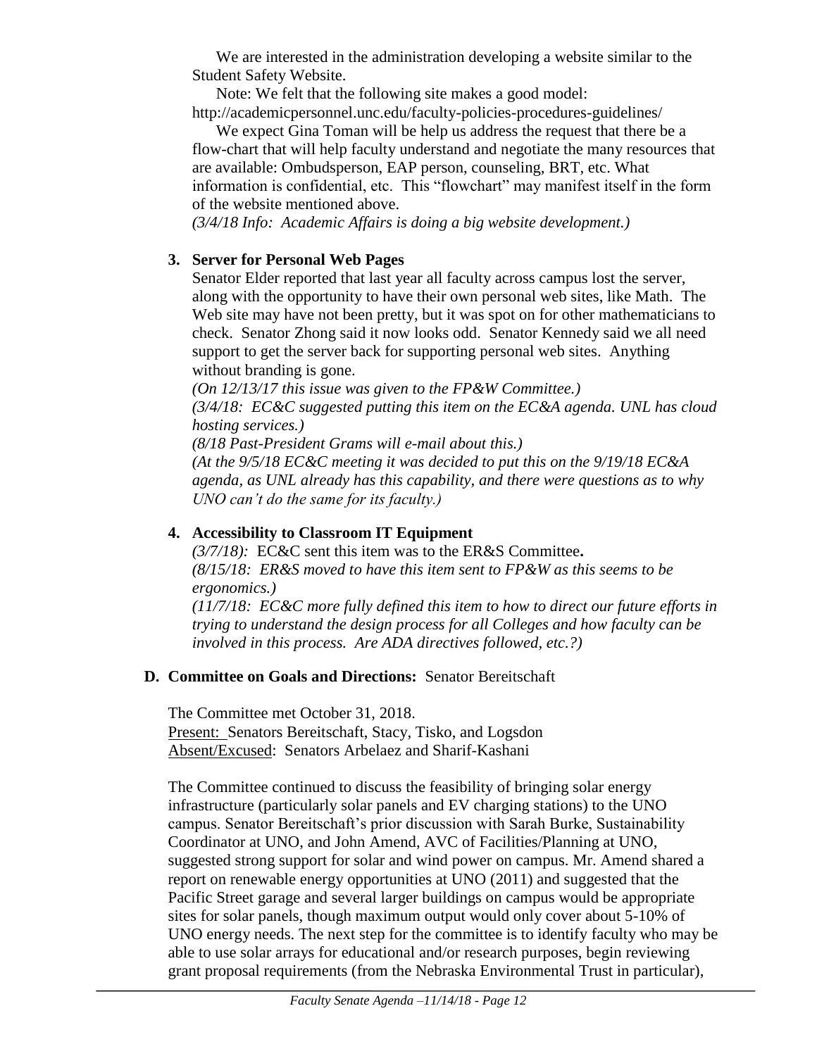We are interested in the administration developing a website similar to the Student Safety Website.

Note: We felt that the following site makes a good model: http://academicpersonnel.unc.edu/faculty-policies-procedures-guidelines/

We expect Gina Toman will be help us address the request that there be a flow-chart that will help faculty understand and negotiate the many resources that are available: Ombudsperson, EAP person, counseling, BRT, etc. What information is confidential, etc. This "flowchart" may manifest itself in the form of the website mentioned above.

*(3/4/18 Info: Academic Affairs is doing a big website development.)*

**3. Server for Personal Web Pages**

Senator Elder reported that last year all faculty across campus lost the server, along with the opportunity to have their own personal web sites, like Math. The Web site may have not been pretty, but it was spot on for other mathematicians to check. Senator Zhong said it now looks odd. Senator Kennedy said we all need support to get the server back for supporting personal web sites. Anything without branding is gone.

*(On 12/13/17 this issue was given to the FP&W Committee.)*

*(3/4/18: EC&C suggested putting this item on the EC&A agenda. UNL has cloud hosting services.)*

*(8/18 Past-President Grams will e-mail about this.)*

*(At the 9/5/18 EC&C meeting it was decided to put this on the 9/19/18 EC&A agenda, as UNL already has this capability, and there were questions as to why UNO can't do the same for its faculty.)*

**4. Accessibility to Classroom IT Equipment**

*(3/7/18):* EC&C sent this item was to the ER&S Committee**.**

*(8/15/18: ER&S moved to have this item sent to FP&W as this seems to be ergonomics.)*

*(11/7/18: EC&C more fully defined this item to how to direct our future efforts in trying to understand the design process for all Colleges and how faculty can be involved in this process. Are ADA directives followed, etc.?)*

**D. Committee on Goals and Directions:** Senator Bereitschaft

The Committee met October 31, 2018.
Present: Senators Bereitschaft, Stacy, Tisko, and Logsdon
Absent/Excused: Senators Arbelaez and Sharif-Kashani

The Committee continued to discuss the feasibility of bringing solar energy infrastructure (particularly solar panels and EV charging stations) to the UNO campus. Senator Bereitschaft's prior discussion with Sarah Burke, Sustainability Coordinator at UNO, and John Amend, AVC of Facilities/Planning at UNO, suggested strong support for solar and wind power on campus. Mr. Amend shared a report on renewable energy opportunities at UNO (2011) and suggested that the Pacific Street garage and several larger buildings on campus would be appropriate sites for solar panels, though maximum output would only cover about 5-10% of UNO energy needs. The next step for the committee is to identify faculty who may be able to use solar arrays for educational and/or research purposes, begin reviewing grant proposal requirements (from the Nebraska Environmental Trust in particular),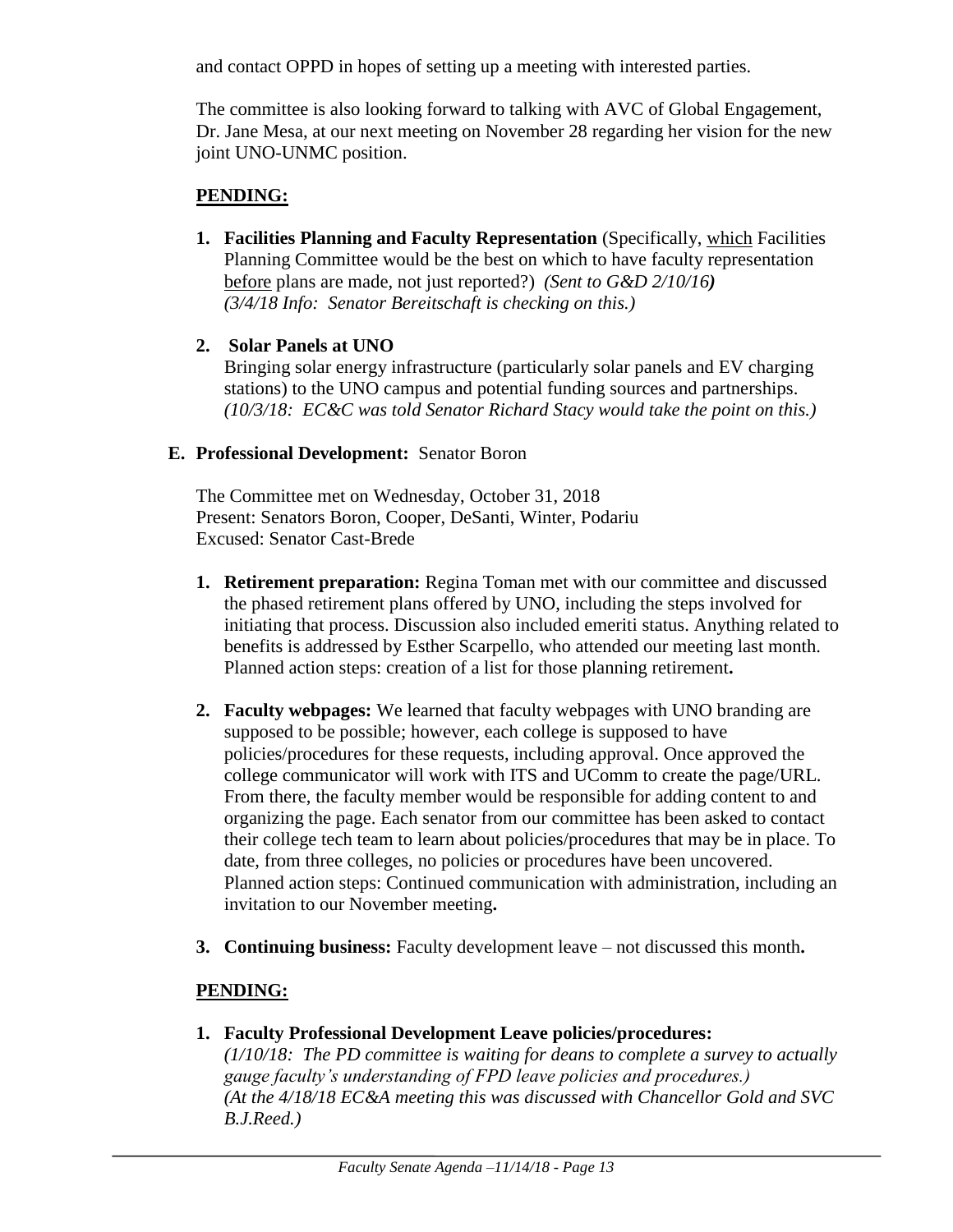and contact OPPD in hopes of setting up a meeting with interested parties.

The committee is also looking forward to talking with AVC of Global Engagement, Dr. Jane Mesa, at our next meeting on November 28 regarding her vision for the new joint UNO-UNMC position.

**PENDING:**

1. **Facilities Planning and Faculty Representation** (Specifically, which Facilities Planning Committee would be the best on which to have faculty representation before plans are made, not just reported?) *(Sent to G&D 2/10/16)* *(3/4/18 Info: Senator Bereitschaft is checking on this.)*

2. **Solar Panels at UNO**
   Bringing solar energy infrastructure (particularly solar panels and EV charging stations) to the UNO campus and potential funding sources and partnerships. *(10/3/18: EC&C was told Senator Richard Stacy would take the point on this.)*

**E. Professional Development:** Senator Boron

The Committee met on Wednesday, October 31, 2018
Present: Senators Boron, Cooper, DeSanti, Winter, Podariu
Excused: Senator Cast-Brede

1. **Retirement preparation:** Regina Toman met with our committee and discussed the phased retirement plans offered by UNO, including the steps involved for initiating that process. Discussion also included emeriti status. Anything related to benefits is addressed by Esther Scarpello, who attended our meeting last month. Planned action steps: creation of a list for those planning retirement**.**

2. **Faculty webpages:** We learned that faculty webpages with UNO branding are supposed to be possible; however, each college is supposed to have policies/procedures for these requests, including approval. Once approved the college communicator will work with ITS and UComm to create the page/URL. From there, the faculty member would be responsible for adding content to and organizing the page. Each senator from our committee has been asked to contact their college tech team to learn about policies/procedures that may be in place. To date, from three colleges, no policies or procedures have been uncovered. Planned action steps: Continued communication with administration, including an invitation to our November meeting**.**

3. **Continuing business:** Faculty development leave – not discussed this month**.**

**PENDING:**

1. **Faculty Professional Development Leave policies/procedures:**
   *(1/10/18: The PD committee is waiting for deans to complete a survey to actually gauge faculty's understanding of FPD leave policies and procedures.)*
   *(At the 4/18/18 EC&A meeting this was discussed with Chancellor Gold and SVC B.J.Reed.)*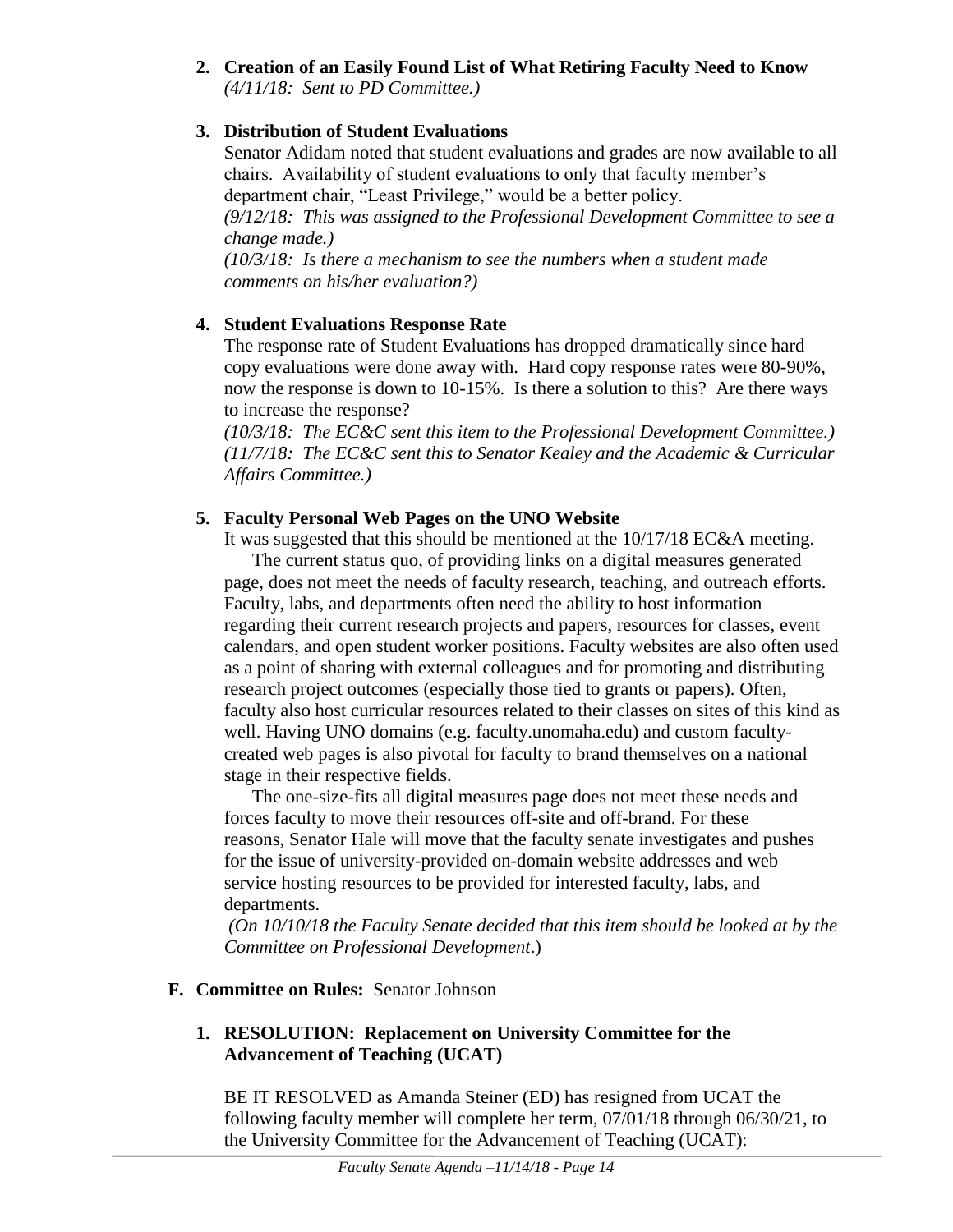**2. Creation of an Easily Found List of What Retiring Faculty Need to Know**
*(4/11/18: Sent to PD Committee.)*

**3. Distribution of Student Evaluations**

Senator Adidam noted that student evaluations and grades are now available to all chairs. Availability of student evaluations to only that faculty member's department chair, "Least Privilege," would be a better policy.
*(9/12/18: This was assigned to the Professional Development Committee to see a change made.)*
*(10/3/18: Is there a mechanism to see the numbers when a student made comments on his/her evaluation?)*

**4. Student Evaluations Response Rate**

The response rate of Student Evaluations has dropped dramatically since hard copy evaluations were done away with. Hard copy response rates were 80-90%, now the response is down to 10-15%. Is there a solution to this? Are there ways to increase the response?
*(10/3/18: The EC&C sent this item to the Professional Development Committee.)*
*(11/7/18: The EC&C sent this to Senator Kealey and the Academic & Curricular Affairs Committee.)*

**5. Faculty Personal Web Pages on the UNO Website**

It was suggested that this should be mentioned at the 10/17/18 EC&A meeting.

The current status quo, of providing links on a digital measures generated page, does not meet the needs of faculty research, teaching, and outreach efforts. Faculty, labs, and departments often need the ability to host information regarding their current research projects and papers, resources for classes, event calendars, and open student worker positions. Faculty websites are also often used as a point of sharing with external colleagues and for promoting and distributing research project outcomes (especially those tied to grants or papers). Often, faculty also host curricular resources related to their classes on sites of this kind as well. Having UNO domains (e.g. faculty.unomaha.edu) and custom faculty-created web pages is also pivotal for faculty to brand themselves on a national stage in their respective fields.

The one-size-fits all digital measures page does not meet these needs and forces faculty to move their resources off-site and off-brand. For these reasons, Senator Hale will move that the faculty senate investigates and pushes for the issue of university-provided on-domain website addresses and web service hosting resources to be provided for interested faculty, labs, and departments.

*(On 10/10/18 the Faculty Senate decided that this item should be looked at by the Committee on Professional Development*.)

**F. Committee on Rules:** Senator Johnson

**1. RESOLUTION: Replacement on University Committee for the Advancement of Teaching (UCAT)**

BE IT RESOLVED as Amanda Steiner (ED) has resigned from UCAT the following faculty member will complete her term, 07/01/18 through 06/30/21, to the University Committee for the Advancement of Teaching (UCAT):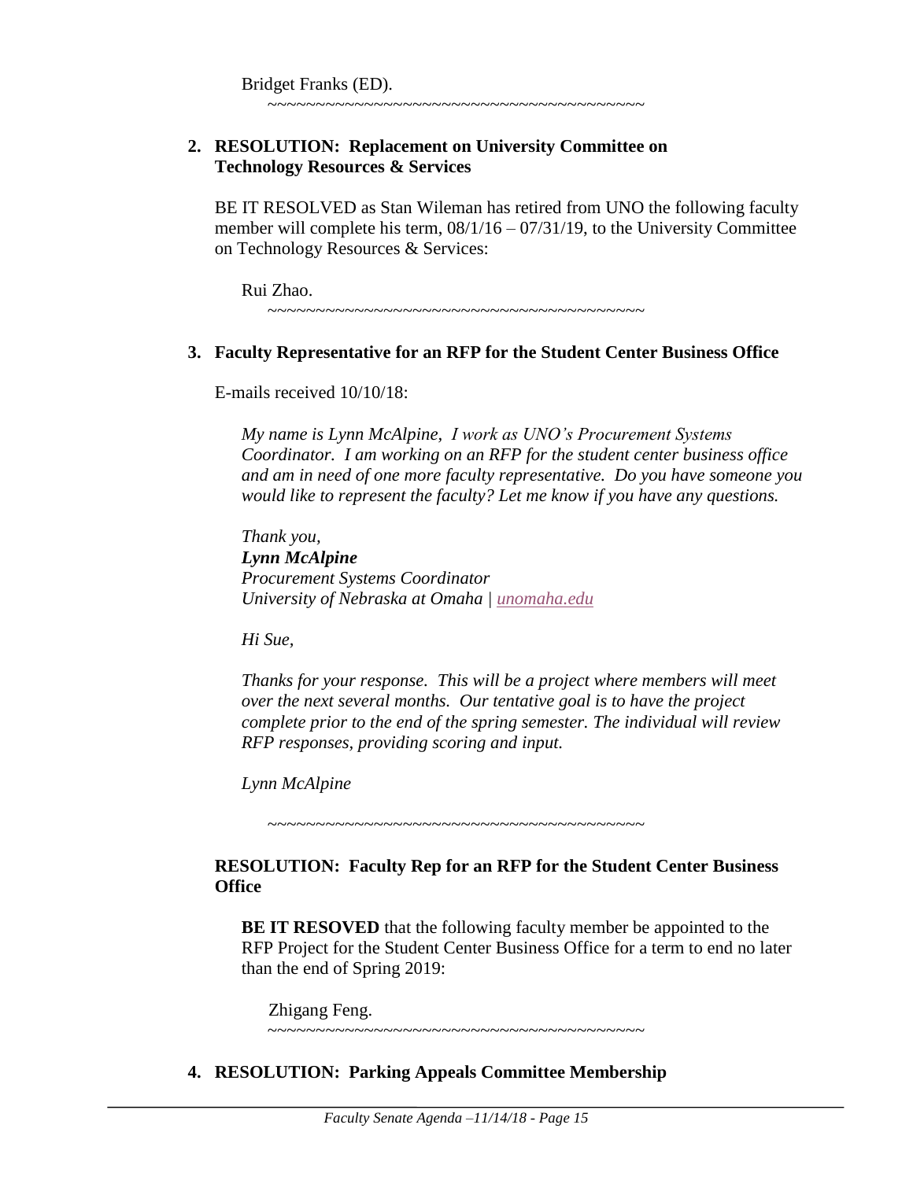Bridget Franks (ED).

~~~~~~~~~~~~~~~~~~~~~~~~~~~~~~~~~~~~~~~~

**2. RESOLUTION: Replacement on University Committee on Technology Resources & Services**

BE IT RESOLVED as Stan Wileman has retired from UNO the following faculty member will complete his term, 08/1/16 – 07/31/19, to the University Committee on Technology Resources & Services:

Rui Zhao.

~~~~~~~~~~~~~~~~~~~~~~~~~~~~~~~~~~~~~~~~

**3. Faculty Representative for an RFP for the Student Center Business Office**

E-mails received 10/10/18:

*My name is Lynn McAlpine, I work as UNO's Procurement Systems Coordinator. I am working on an RFP for the student center business office and am in need of one more faculty representative. Do you have someone you would like to represent the faculty? Let me know if you have any questions.*

*Thank you,*
***Lynn McAlpine***
*Procurement Systems Coordinator*
*University of Nebraska at Omaha | unomaha.edu*

*Hi Sue,*

*Thanks for your response. This will be a project where members will meet over the next several months. Our tentative goal is to have the project complete prior to the end of the spring semester. The individual will review RFP responses, providing scoring and input.*

*Lynn McAlpine*

~~~~~~~~~~~~~~~~~~~~~~~~~~~~~~~~~~~~~~~~

**RESOLUTION: Faculty Rep for an RFP for the Student Center Business Office**

**BE IT RESOVED** that the following faculty member be appointed to the RFP Project for the Student Center Business Office for a term to end no later than the end of Spring 2019:

Zhigang Feng.

~~~~~~~~~~~~~~~~~~~~~~~~~~~~~~~~~~~~~~~~

**4. RESOLUTION: Parking Appeals Committee Membership**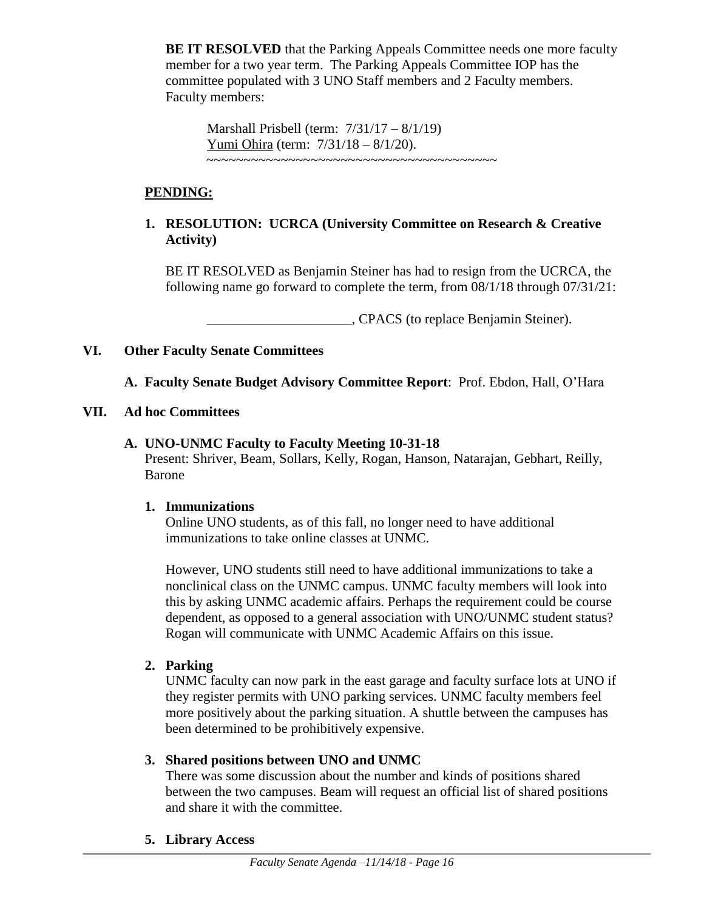**BE IT RESOLVED** that the Parking Appeals Committee needs one more faculty member for a two year term. The Parking Appeals Committee IOP has the committee populated with 3 UNO Staff members and 2 Faculty members. Faculty members:

Marshall Prisbell (term: 7/31/17 – 8/1/19)
Yumi Ohira (term: 7/31/18 – 8/1/20).
~~~~~~~~~~~~~~~~~~~~~~~~~~~~~~~~~~~~~~~~~~~~

## PENDING:

### 1. RESOLUTION: UCRCA (University Committee on Research & Creative Activity)

BE IT RESOLVED as Benjamin Steiner has had to resign from the UCRCA, the following name go forward to complete the term, from 08/1/18 through 07/31/21:

_____________________, CPACS (to replace Benjamin Steiner).

## VI. Other Faculty Senate Committees

### A. Faculty Senate Budget Advisory Committee Report: Prof. Ebdon, Hall, O'Hara

## VII. Ad hoc Committees

### A. UNO-UNMC Faculty to Faculty Meeting 10-31-18

Present: Shriver, Beam, Sollars, Kelly, Rogan, Hanson, Natarajan, Gebhart, Reilly, Barone

#### 1. Immunizations

Online UNO students, as of this fall, no longer need to have additional immunizations to take online classes at UNMC.

However, UNO students still need to have additional immunizations to take a nonclinical class on the UNMC campus. UNMC faculty members will look into this by asking UNMC academic affairs. Perhaps the requirement could be course dependent, as opposed to a general association with UNO/UNMC student status? Rogan will communicate with UNMC Academic Affairs on this issue.

#### 2. Parking

UNMC faculty can now park in the east garage and faculty surface lots at UNO if they register permits with UNO parking services. UNMC faculty members feel more positively about the parking situation. A shuttle between the campuses has been determined to be prohibitively expensive.

#### 3. Shared positions between UNO and UNMC

There was some discussion about the number and kinds of positions shared between the two campuses. Beam will request an official list of shared positions and share it with the committee.

#### 5. Library Access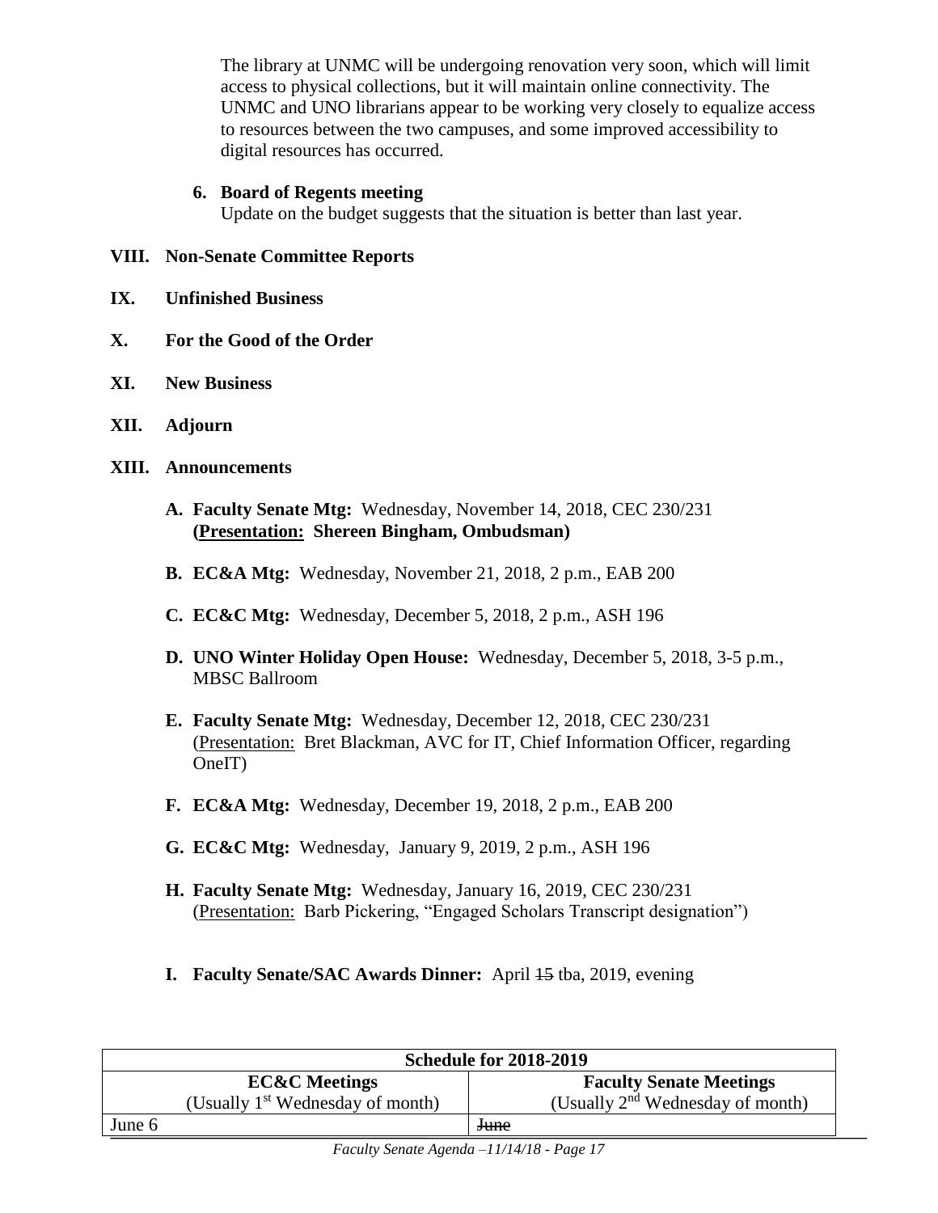The library at UNMC will be undergoing renovation very soon, which will limit access to physical collections, but it will maintain online connectivity. The UNMC and UNO librarians appear to be working very closely to equalize access to resources between the two campuses, and some improved accessibility to digital resources has occurred.

**6. Board of Regents meeting**

Update on the budget suggests that the situation is better than last year.

**VIII. Non-Senate Committee Reports**

**IX. Unfinished Business**

**X. For the Good of the Order**

**XI. New Business**

**XII. Adjourn**

**XIII. Announcements**

**A. Faculty Senate Mtg:** Wednesday, November 14, 2018, CEC 230/231 **(Presentation: Shereen Bingham, Ombudsman)**

**B. EC&A Mtg:** Wednesday, November 21, 2018, 2 p.m., EAB 200

**C. EC&C Mtg:** Wednesday, December 5, 2018, 2 p.m., ASH 196

**D. UNO Winter Holiday Open House:** Wednesday, December 5, 2018, 3-5 p.m., MBSC Ballroom

**E. Faculty Senate Mtg:** Wednesday, December 12, 2018, CEC 230/231 (Presentation: Bret Blackman, AVC for IT, Chief Information Officer, regarding OneIT)

**F. EC&A Mtg:** Wednesday, December 19, 2018, 2 p.m., EAB 200

**G. EC&C Mtg:** Wednesday, January 9, 2019, 2 p.m., ASH 196

**H. Faculty Senate Mtg:** Wednesday, January 16, 2019, CEC 230/231 (Presentation: Barb Pickering, "Engaged Scholars Transcript designation")

**I. Faculty Senate/SAC Awards Dinner:** April ~~15~~ tba, 2019, evening

| Schedule for 2018-2019 | |
|---|---|
| **EC&C Meetings** (Usually 1st Wednesday of month) | **Faculty Senate Meetings** (Usually 2nd Wednesday of month) |
| June 6 | ~~June~~ |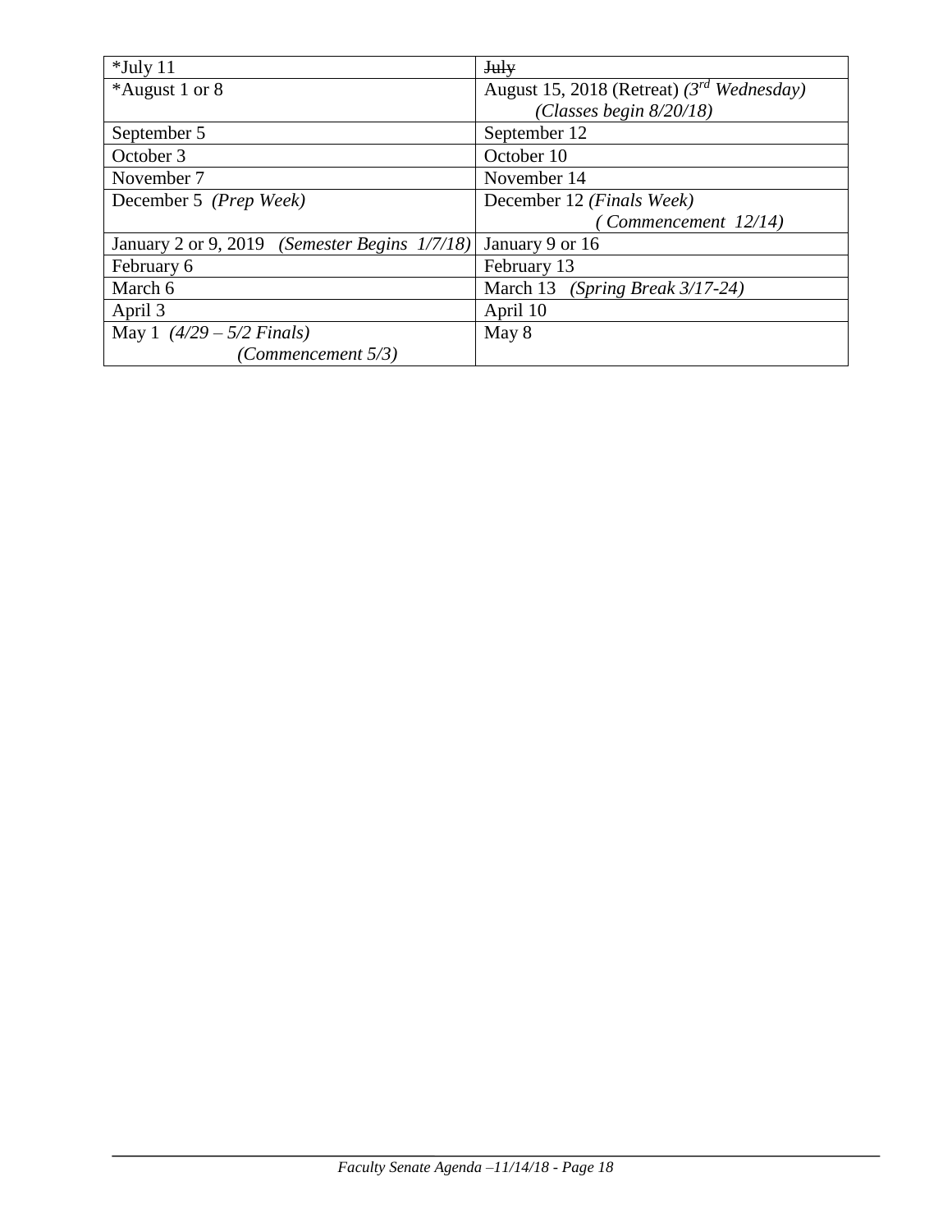| | |
|---|---|
| *July 11 | ~~July~~ |
| *August 1 or 8 | August 15, 2018 (Retreat) *(3rd Wednesday)* *(Classes begin 8/20/18)* |
| September 5 | September 12 |
| October 3 | October 10 |
| November 7 | November 14 |
| December 5 *(Prep Week)* | December 12 *(Finals Week)* *( Commencement 12/14)* |
| January 2 or 9, 2019 *(Semester Begins 1/7/18)* | January 9 or 16 |
| February 6 | February 13 |
| March 6 | March 13 *(Spring Break 3/17-24)* |
| April 3 | April 10 |
| May 1 *(4/29 – 5/2 Finals)* *(Commencement 5/3)* | May 8 |